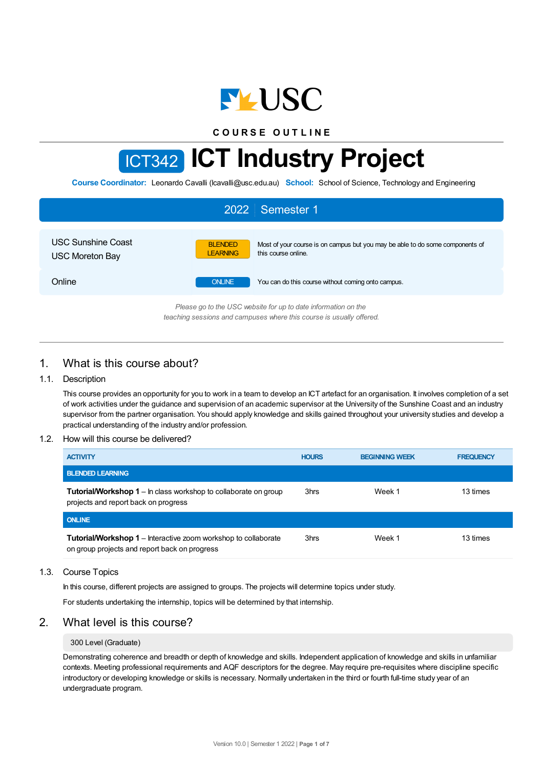COURSE OUTLINE

# ICT342 ICT Industry Project

**Course Coordinator:** Leonardo Cavalli (lcavalli@usc.edu.au) **School:** School of Science, Technology and Engineering

## 2022 | Semester 1

| | | |
|---|---|---|
| USC Sunshine Coast<br>USC Moreton Bay | BLENDED LEARNING | Most of your course is on campus but you may be able to do some components of this course online. |
| Online | ONLINE | You can do this course without coming onto campus. |

*Please go to the USC website for up to date information on the teaching sessions and campuses where this course is usually offered.*

## 1. What is this course about?

### 1.1. Description

This course provides an opportunity for you to work in a team to develop an ICT artefact for an organisation. It involves completion of a set of work activities under the guidance and supervision of an academic supervisor at the University of the Sunshine Coast and an industry supervisor from the partner organisation. You should apply knowledge and skills gained throughout your university studies and develop a practical understanding of the industry and/or profession.

### 1.2. How will this course be delivered?

| ACTIVITY | HOURS | BEGINNING WEEK | FREQUENCY |
|---|---|---|---|
| **BLENDED LEARNING** | | | |
| **Tutorial/Workshop 1** – In class workshop to collaborate on group projects and report back on progress | 3hrs | Week 1 | 13 times |
| **ONLINE** | | | |
| **Tutorial/Workshop 1** – Interactive zoom workshop to collaborate on group projects and report back on progress | 3hrs | Week 1 | 13 times |

### 1.3. Course Topics

In this course, different projects are assigned to groups. The projects will determine topics under study.

For students undertaking the internship, topics will be determined by that internship.

## 2. What level is this course?

300 Level (Graduate)

Demonstrating coherence and breadth or depth of knowledge and skills. Independent application of knowledge and skills in unfamiliar contexts. Meeting professional requirements and AQF descriptors for the degree. May require pre-requisites where discipline specific introductory or developing knowledge or skills is necessary. Normally undertaken in the third or fourth full-time study year of an undergraduate program.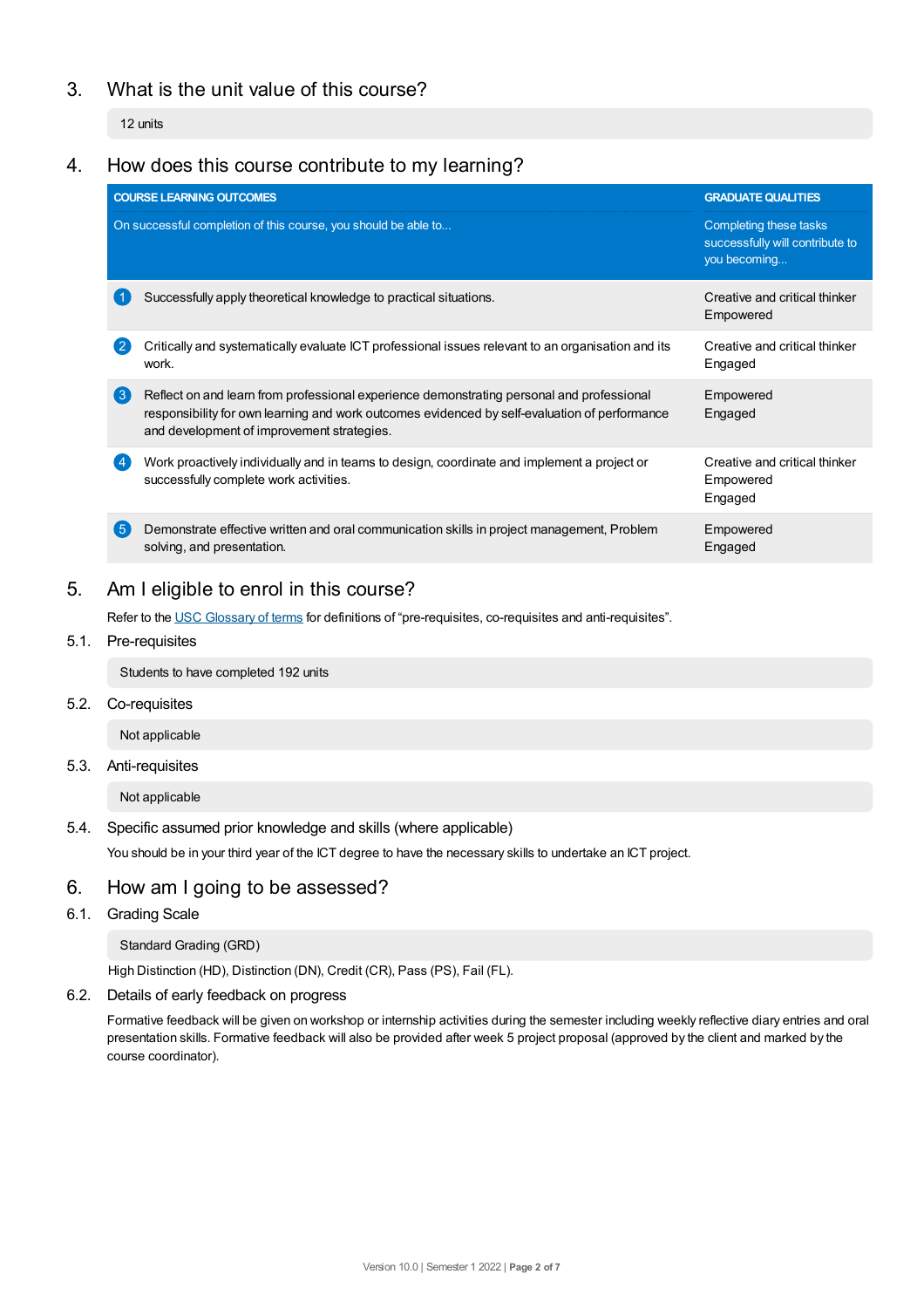## 3. What is the unit value of this course?

12 units

## 4. How does this course contribute to my learning?

| COURSE LEARNING OUTCOMES<br>On successful completion of this course, you should be able to... | GRADUATE QUALITIES<br>Completing these tasks successfully will contribute to you becoming... |
|---|---|
| 1 Successfully apply theoretical knowledge to practical situations. | Creative and critical thinker<br>Empowered |
| 2 Critically and systematically evaluate ICT professional issues relevant to an organisation and its work. | Creative and critical thinker<br>Engaged |
| 3 Reflect on and learn from professional experience demonstrating personal and professional responsibility for own learning and work outcomes evidenced by self-evaluation of performance and development of improvement strategies. | Empowered<br>Engaged |
| 4 Work proactively individually and in teams to design, coordinate and implement a project or successfully complete work activities. | Creative and critical thinker<br>Empowered<br>Engaged |
| 5 Demonstrate effective written and oral communication skills in project management, Problem solving, and presentation. | Empowered<br>Engaged |

## 5. Am I eligible to enrol in this course?

Refer to the USC Glossary of terms for definitions of "pre-requisites, co-requisites and anti-requisites".

### 5.1. Pre-requisites

Students to have completed 192 units

### 5.2. Co-requisites

Not applicable

### 5.3. Anti-requisites

Not applicable

### 5.4. Specific assumed prior knowledge and skills (where applicable)

You should be in your third year of the ICT degree to have the necessary skills to undertake an ICT project.

## 6. How am I going to be assessed?

### 6.1. Grading Scale

Standard Grading (GRD)

High Distinction (HD), Distinction (DN), Credit (CR), Pass (PS), Fail (FL).

### 6.2. Details of early feedback on progress

Formative feedback will be given on workshop or internship activities during the semester including weekly reflective diary entries and oral presentation skills. Formative feedback will also be provided after week 5 project proposal (approved by the client and marked by the course coordinator).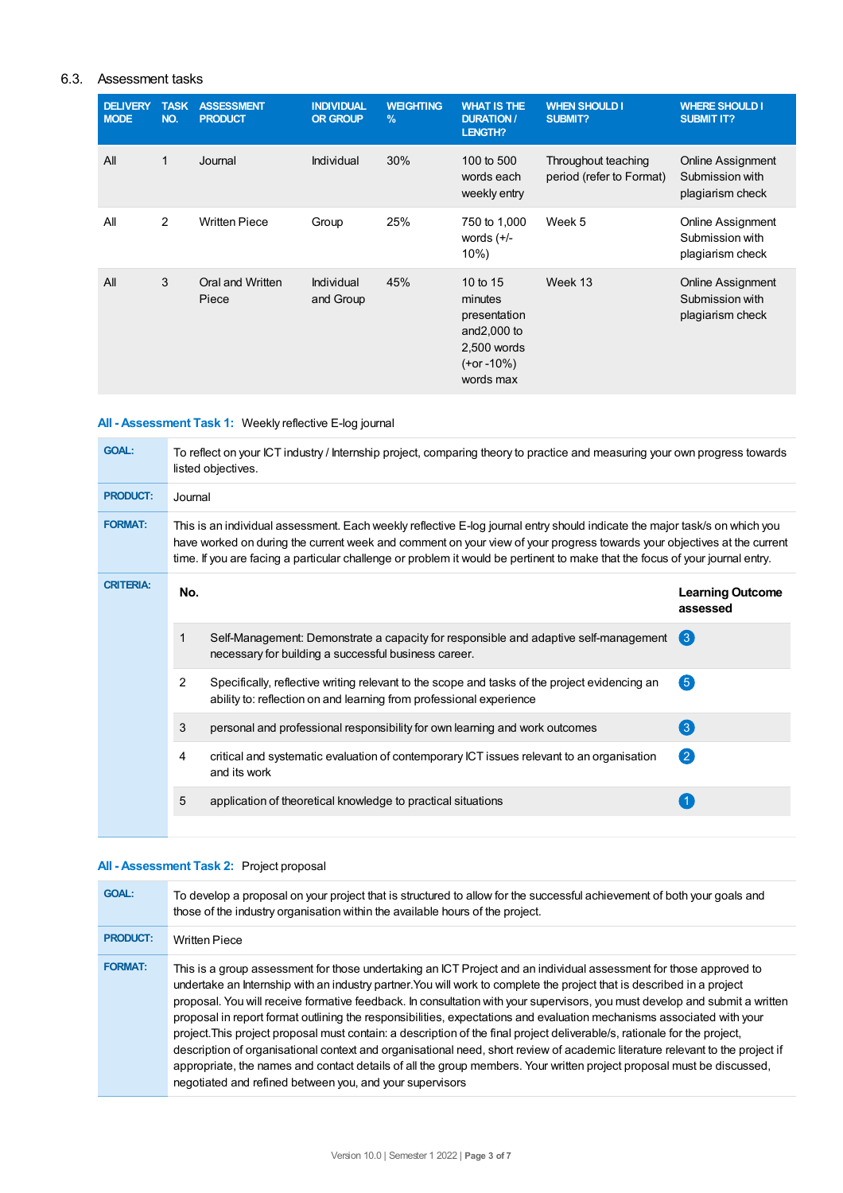## 6.3. Assessment tasks

| DELIVERY MODE | TASK NO. | ASSESSMENT PRODUCT | INDIVIDUAL OR GROUP | WEIGHTING % | WHAT IS THE DURATION / LENGTH? | WHEN SHOULD I SUBMIT? | WHERE SHOULD I SUBMIT IT? |
|---|---|---|---|---|---|---|---|
| All | 1 | Journal | Individual | 30% | 100 to 500 words each weekly entry | Throughout teaching period (refer to Format) | Online Assignment Submission with plagiarism check |
| All | 2 | Written Piece | Group | 25% | 750 to 1,000 words (+/- 10%) | Week 5 | Online Assignment Submission with plagiarism check |
| All | 3 | Oral and Written Piece | Individual and Group | 45% | 10 to 15 minutes presentation and2,000 to 2,500 words (+or -10%) words max | Week 13 | Online Assignment Submission with plagiarism check |

### All - Assessment Task 1: Weekly reflective E-log journal

**GOAL:** To reflect on your ICT industry / Internship project, comparing theory to practice and measuring your own progress towards listed objectives.

**PRODUCT:** Journal

**FORMAT:** This is an individual assessment. Each weekly reflective E-log journal entry should indicate the major task/s on which you have worked on during the current week and comment on your view of your progress towards your objectives at the current time. If you are facing a particular challenge or problem it would be pertinent to make that the focus of your journal entry.

**CRITERIA:**

| No. | | Learning Outcome assessed |
|---|---|---|
| 1 | Self-Management: Demonstrate a capacity for responsible and adaptive self-management necessary for building a successful business career. | 3 |
| 2 | Specifically, reflective writing relevant to the scope and tasks of the project evidencing an ability to: reflection on and learning from professional experience | 5 |
| 3 | personal and professional responsibility for own learning and work outcomes | 3 |
| 4 | critical and systematic evaluation of contemporary ICT issues relevant to an organisation and its work | 2 |
| 5 | application of theoretical knowledge to practical situations | 1 |

### All - Assessment Task 2: Project proposal

**GOAL:** To develop a proposal on your project that is structured to allow for the successful achievement of both your goals and those of the industry organisation within the available hours of the project.

**PRODUCT:** Written Piece

**FORMAT:** This is a group assessment for those undertaking an ICT Project and an individual assessment for those approved to undertake an Internship with an industry partner.You will work to complete the project that is described in a project proposal. You will receive formative feedback. In consultation with your supervisors, you must develop and submit a written proposal in report format outlining the responsibilities, expectations and evaluation mechanisms associated with your project.This project proposal must contain: a description of the final project deliverable/s, rationale for the project, description of organisational context and organisational need, short review of academic literature relevant to the project if appropriate, the names and contact details of all the group members. Your written project proposal must be discussed, negotiated and refined between you, and your supervisors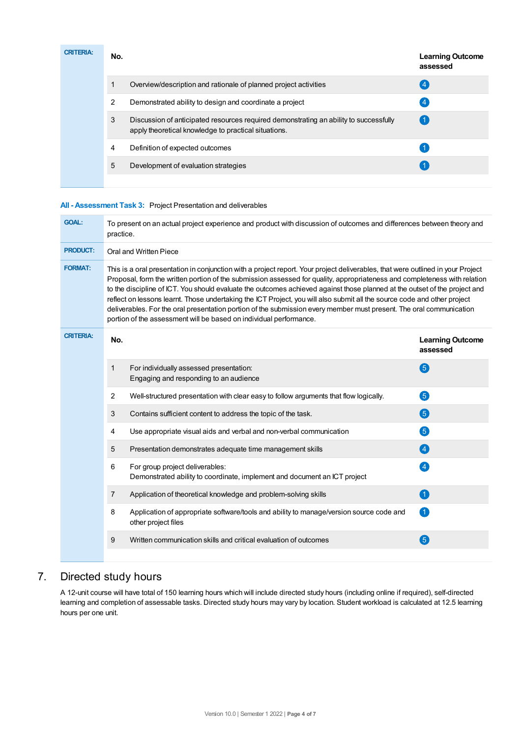| CRITERIA: | No. | | Learning Outcome assessed |
|---|---|---|---|
| | 1 | Overview/description and rationale of planned project activities | 4 |
| | 2 | Demonstrated ability to design and coordinate a project | 4 |
| | 3 | Discussion of anticipated resources required demonstrating an ability to successfully apply theoretical knowledge to practical situations. | 1 |
| | 4 | Definition of expected outcomes | 1 |
| | 5 | Development of evaluation strategies | 1 |

**All - Assessment Task 3:** Project Presentation and deliverables

| | |
|---|---|
| **GOAL:** | To present on an actual project experience and product with discussion of outcomes and differences between theory and practice. |
| **PRODUCT:** | Oral and Written Piece |
| **FORMAT:** | This is a oral presentation in conjunction with a project report. Your project deliverables, that were outlined in your Project Proposal, form the written portion of the submission assessed for quality, appropriateness and completeness with relation to the discipline of ICT. You should evaluate the outcomes achieved against those planned at the outset of the project and reflect on lessons learnt. Those undertaking the ICT Project, you will also submit all the source code and other project deliverables. For the oral presentation portion of the submission every member must present. The oral communication portion of the assessment will be based on individual performance. |

| CRITERIA: | No. | | Learning Outcome assessed |
|---|---|---|---|
| | 1 | For individually assessed presentation:<br>Engaging and responding to an audience | 5 |
| | 2 | Well-structured presentation with clear easy to follow arguments that flow logically. | 5 |
| | 3 | Contains sufficient content to address the topic of the task. | 5 |
| | 4 | Use appropriate visual aids and verbal and non-verbal communication | 5 |
| | 5 | Presentation demonstrates adequate time management skills | 4 |
| | 6 | For group project deliverables:<br>Demonstrated ability to coordinate, implement and document an ICT project | 4 |
| | 7 | Application of theoretical knowledge and problem-solving skills | 1 |
| | 8 | Application of appropriate software/tools and ability to manage/version source code and other project files | 1 |
| | 9 | Written communication skills and critical evaluation of outcomes | 5 |

## 7. Directed study hours

A 12-unit course will have total of 150 learning hours which will include directed study hours (including online if required), self-directed learning and completion of assessable tasks. Directed study hours may vary by location. Student workload is calculated at 12.5 learning hours per one unit.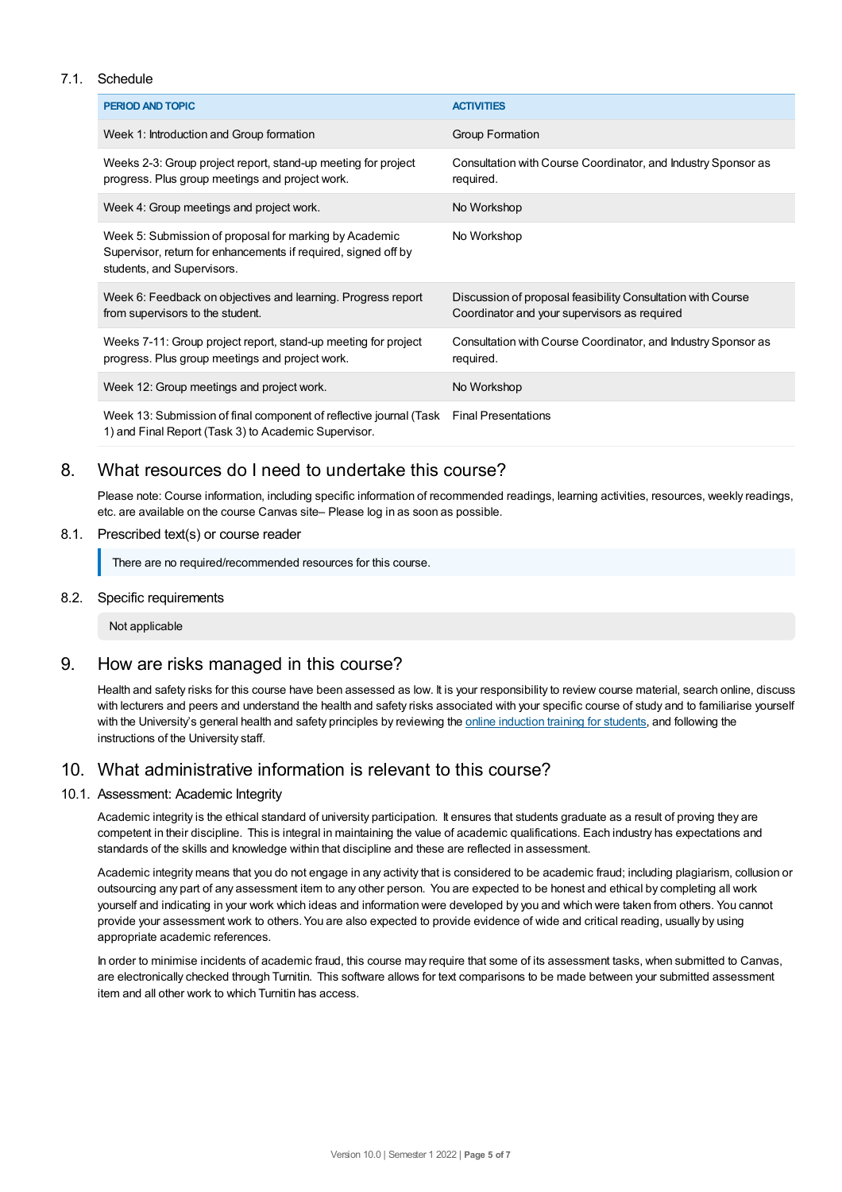### 7.1. Schedule

| PERIOD AND TOPIC | ACTIVITIES |
| --- | --- |
| Week 1: Introduction and Group formation | Group Formation |
| Weeks 2-3: Group project report, stand-up meeting for project progress. Plus group meetings and project work. | Consultation with Course Coordinator, and Industry Sponsor as required. |
| Week 4: Group meetings and project work. | No Workshop |
| Week 5: Submission of proposal for marking by Academic Supervisor, return for enhancements if required, signed off by students, and Supervisors. | No Workshop |
| Week 6: Feedback on objectives and learning. Progress report from supervisors to the student. | Discussion of proposal feasibility Consultation with Course Coordinator and your supervisors as required |
| Weeks 7-11: Group project report, stand-up meeting for project progress. Plus group meetings and project work. | Consultation with Course Coordinator, and Industry Sponsor as required. |
| Week 12: Group meetings and project work. | No Workshop |
| Week 13: Submission of final component of reflective journal (Task 1) and Final Report (Task 3) to Academic Supervisor. | Final Presentations |

## 8. What resources do I need to undertake this course?

Please note: Course information, including specific information of recommended readings, learning activities, resources, weekly readings, etc. are available on the course Canvas site– Please log in as soon as possible.

### 8.1. Prescribed text(s) or course reader

There are no required/recommended resources for this course.

### 8.2. Specific requirements

Not applicable

## 9. How are risks managed in this course?

Health and safety risks for this course have been assessed as low. It is your responsibility to review course material, search online, discuss with lecturers and peers and understand the health and safety risks associated with your specific course of study and to familiarise yourself with the University's general health and safety principles by reviewing the online induction training for students, and following the instructions of the University staff.

## 10. What administrative information is relevant to this course?

### 10.1. Assessment: Academic Integrity

Academic integrity is the ethical standard of university participation. It ensures that students graduate as a result of proving they are competent in their discipline. This is integral in maintaining the value of academic qualifications. Each industry has expectations and standards of the skills and knowledge within that discipline and these are reflected in assessment.

Academic integrity means that you do not engage in any activity that is considered to be academic fraud; including plagiarism, collusion or outsourcing any part of any assessment item to any other person. You are expected to be honest and ethical by completing all work yourself and indicating in your work which ideas and information were developed by you and which were taken from others. You cannot provide your assessment work to others. You are also expected to provide evidence of wide and critical reading, usually by using appropriate academic references.

In order to minimise incidents of academic fraud, this course may require that some of its assessment tasks, when submitted to Canvas, are electronically checked through Turnitin. This software allows for text comparisons to be made between your submitted assessment item and all other work to which Turnitin has access.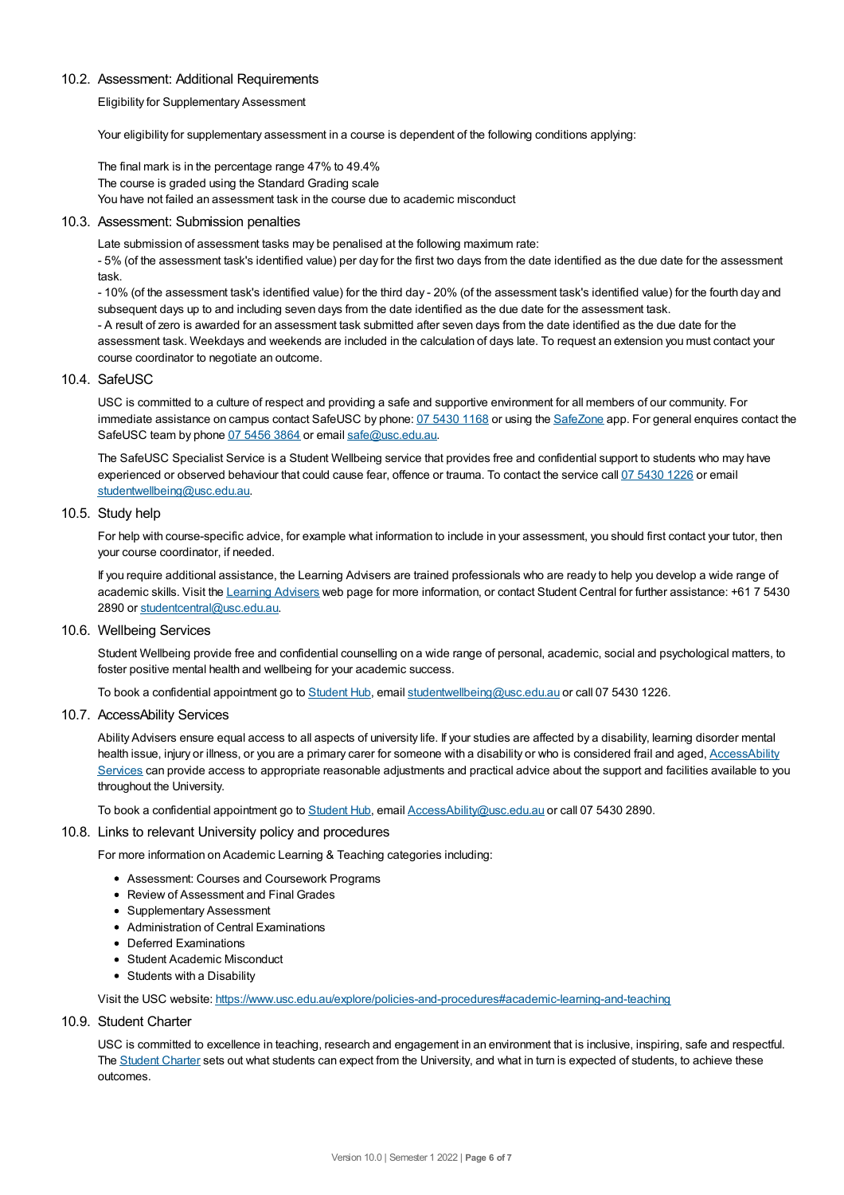## 10.2. Assessment: Additional Requirements

Eligibility for Supplementary Assessment

Your eligibility for supplementary assessment in a course is dependent of the following conditions applying:

The final mark is in the percentage range 47% to 49.4%
The course is graded using the Standard Grading scale
You have not failed an assessment task in the course due to academic misconduct

## 10.3. Assessment: Submission penalties

Late submission of assessment tasks may be penalised at the following maximum rate:
- 5% (of the assessment task's identified value) per day for the first two days from the date identified as the due date for the assessment task.
- 10% (of the assessment task's identified value) for the third day - 20% (of the assessment task's identified value) for the fourth day and subsequent days up to and including seven days from the date identified as the due date for the assessment task.
- A result of zero is awarded for an assessment task submitted after seven days from the date identified as the due date for the assessment task. Weekdays and weekends are included in the calculation of days late. To request an extension you must contact your course coordinator to negotiate an outcome.

## 10.4. SafeUSC

USC is committed to a culture of respect and providing a safe and supportive environment for all members of our community. For immediate assistance on campus contact SafeUSC by phone: 07 5430 1168 or using the SafeZone app. For general enquires contact the SafeUSC team by phone 07 5456 3864 or email safe@usc.edu.au.

The SafeUSC Specialist Service is a Student Wellbeing service that provides free and confidential support to students who may have experienced or observed behaviour that could cause fear, offence or trauma. To contact the service call 07 5430 1226 or email studentwellbeing@usc.edu.au.

## 10.5. Study help

For help with course-specific advice, for example what information to include in your assessment, you should first contact your tutor, then your course coordinator, if needed.

If you require additional assistance, the Learning Advisers are trained professionals who are ready to help you develop a wide range of academic skills. Visit the Learning Advisers web page for more information, or contact Student Central for further assistance: +61 7 5430 2890 or studentcentral@usc.edu.au.

## 10.6. Wellbeing Services

Student Wellbeing provide free and confidential counselling on a wide range of personal, academic, social and psychological matters, to foster positive mental health and wellbeing for your academic success.

To book a confidential appointment go to Student Hub, email studentwellbeing@usc.edu.au or call 07 5430 1226.

## 10.7. AccessAbility Services

Ability Advisers ensure equal access to all aspects of university life. If your studies are affected by a disability, learning disorder mental health issue, injury or illness, or you are a primary carer for someone with a disability or who is considered frail and aged, AccessAbility Services can provide access to appropriate reasonable adjustments and practical advice about the support and facilities available to you throughout the University.

To book a confidential appointment go to Student Hub, email AccessAbility@usc.edu.au or call 07 5430 2890.

## 10.8. Links to relevant University policy and procedures

For more information on Academic Learning & Teaching categories including:

- Assessment: Courses and Coursework Programs
- Review of Assessment and Final Grades
- Supplementary Assessment
- Administration of Central Examinations
- Deferred Examinations
- Student Academic Misconduct
- Students with a Disability

Visit the USC website: https://www.usc.edu.au/explore/policies-and-procedures#academic-learning-and-teaching

## 10.9. Student Charter

USC is committed to excellence in teaching, research and engagement in an environment that is inclusive, inspiring, safe and respectful. The Student Charter sets out what students can expect from the University, and what in turn is expected of students, to achieve these outcomes.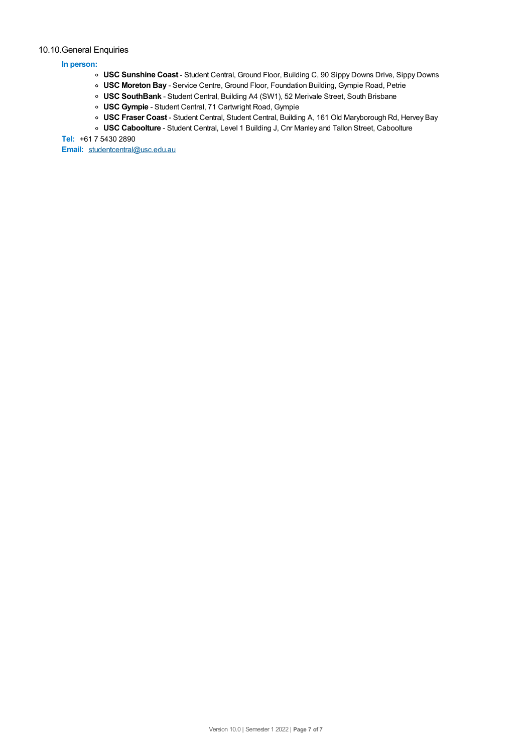## 10.10. General Enquiries

**In person:**

- **USC Sunshine Coast** - Student Central, Ground Floor, Building C, 90 Sippy Downs Drive, Sippy Downs
- **USC Moreton Bay** - Service Centre, Ground Floor, Foundation Building, Gympie Road, Petrie
- **USC SouthBank** - Student Central, Building A4 (SW1), 52 Merivale Street, South Brisbane
- **USC Gympie** - Student Central, 71 Cartwright Road, Gympie
- **USC Fraser Coast** - Student Central, Student Central, Building A, 161 Old Maryborough Rd, Hervey Bay
- **USC Caboolture** - Student Central, Level 1 Building J, Cnr Manley and Tallon Street, Caboolture

**Tel:** +61 7 5430 2890

**Email:** studentcentral@usc.edu.au